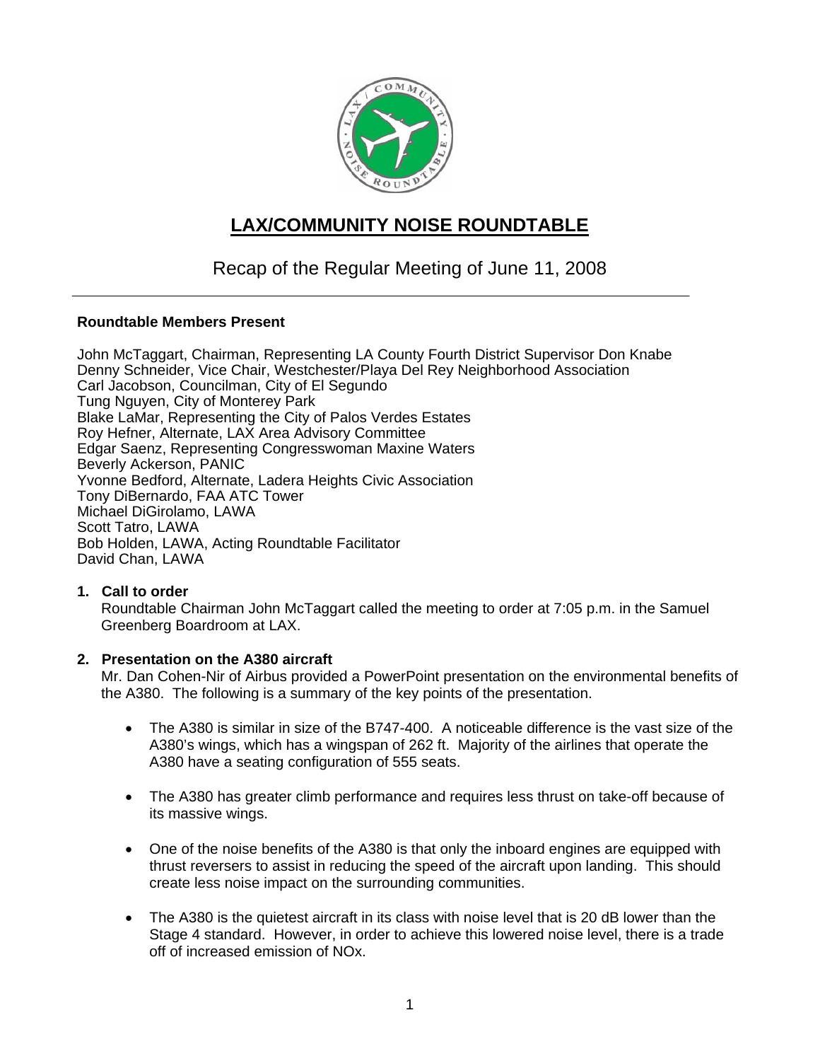# LAX/COMMUNITY NOISE ROUNDTABLE

## Recap of the Regular Meeting of June 11, 2008

**Roundtable Members Present**

John McTaggart, Chairman, Representing LA County Fourth District Supervisor Don Knabe
Denny Schneider, Vice Chair, Westchester/Playa Del Rey Neighborhood Association
Carl Jacobson, Councilman, City of El Segundo
Tung Nguyen, City of Monterey Park
Blake LaMar, Representing the City of Palos Verdes Estates
Roy Hefner, Alternate, LAX Area Advisory Committee
Edgar Saenz, Representing Congresswoman Maxine Waters
Beverly Ackerson, PANIC
Yvonne Bedford, Alternate, Ladera Heights Civic Association
Tony DiBernardo, FAA ATC Tower
Michael DiGirolamo, LAWA
Scott Tatro, LAWA
Bob Holden, LAWA, Acting Roundtable Facilitator
David Chan, LAWA

1. **Call to order**
   Roundtable Chairman John McTaggart called the meeting to order at 7:05 p.m. in the Samuel Greenberg Boardroom at LAX.

2. **Presentation on the A380 aircraft**
   Mr. Dan Cohen-Nir of Airbus provided a PowerPoint presentation on the environmental benefits of the A380. The following is a summary of the key points of the presentation.

   - The A380 is similar in size of the B747-400. A noticeable difference is the vast size of the A380's wings, which has a wingspan of 262 ft. Majority of the airlines that operate the A380 have a seating configuration of 555 seats.

   - The A380 has greater climb performance and requires less thrust on take-off because of its massive wings.

   - One of the noise benefits of the A380 is that only the inboard engines are equipped with thrust reversers to assist in reducing the speed of the aircraft upon landing. This should create less noise impact on the surrounding communities.

   - The A380 is the quietest aircraft in its class with noise level that is 20 dB lower than the Stage 4 standard. However, in order to achieve this lowered noise level, there is a trade off of increased emission of NOx.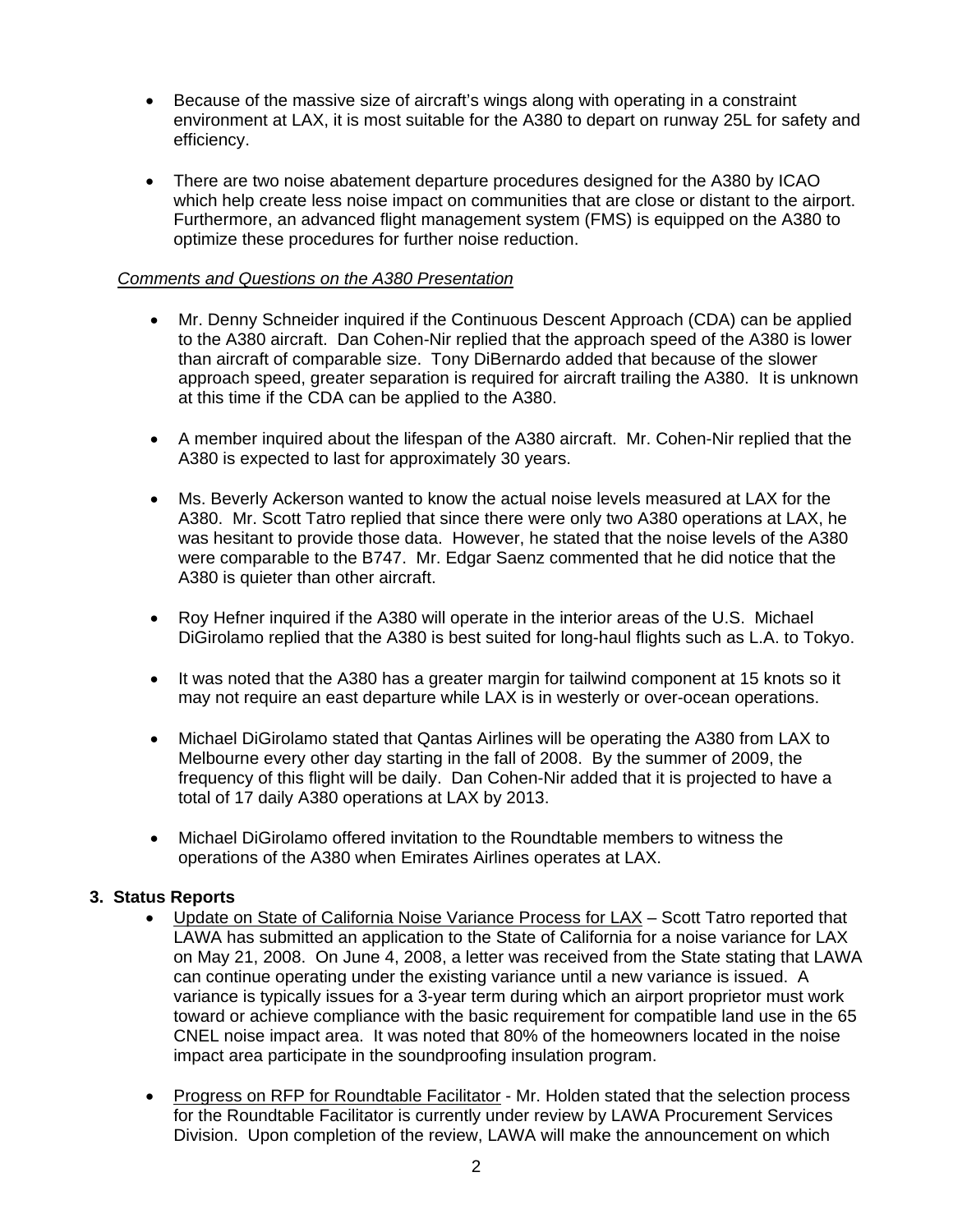- Because of the massive size of aircraft's wings along with operating in a constraint environment at LAX, it is most suitable for the A380 to depart on runway 25L for safety and efficiency.

- There are two noise abatement departure procedures designed for the A380 by ICAO which help create less noise impact on communities that are close or distant to the airport. Furthermore, an advanced flight management system (FMS) is equipped on the A380 to optimize these procedures for further noise reduction.

*Comments and Questions on the A380 Presentation*

- Mr. Denny Schneider inquired if the Continuous Descent Approach (CDA) can be applied to the A380 aircraft. Dan Cohen-Nir replied that the approach speed of the A380 is lower than aircraft of comparable size. Tony DiBernardo added that because of the slower approach speed, greater separation is required for aircraft trailing the A380. It is unknown at this time if the CDA can be applied to the A380.

- A member inquired about the lifespan of the A380 aircraft. Mr. Cohen-Nir replied that the A380 is expected to last for approximately 30 years.

- Ms. Beverly Ackerson wanted to know the actual noise levels measured at LAX for the A380. Mr. Scott Tatro replied that since there were only two A380 operations at LAX, he was hesitant to provide those data. However, he stated that the noise levels of the A380 were comparable to the B747. Mr. Edgar Saenz commented that he did notice that the A380 is quieter than other aircraft.

- Roy Hefner inquired if the A380 will operate in the interior areas of the U.S. Michael DiGirolamo replied that the A380 is best suited for long-haul flights such as L.A. to Tokyo.

- It was noted that the A380 has a greater margin for tailwind component at 15 knots so it may not require an east departure while LAX is in westerly or over-ocean operations.

- Michael DiGirolamo stated that Qantas Airlines will be operating the A380 from LAX to Melbourne every other day starting in the fall of 2008. By the summer of 2009, the frequency of this flight will be daily. Dan Cohen-Nir added that it is projected to have a total of 17 daily A380 operations at LAX by 2013.

- Michael DiGirolamo offered invitation to the Roundtable members to witness the operations of the A380 when Emirates Airlines operates at LAX.

**3. Status Reports**

- Update on State of California Noise Variance Process for LAX – Scott Tatro reported that LAWA has submitted an application to the State of California for a noise variance for LAX on May 21, 2008. On June 4, 2008, a letter was received from the State stating that LAWA can continue operating under the existing variance until a new variance is issued. A variance is typically issues for a 3-year term during which an airport proprietor must work toward or achieve compliance with the basic requirement for compatible land use in the 65 CNEL noise impact area. It was noted that 80% of the homeowners located in the noise impact area participate in the soundproofing insulation program.

- Progress on RFP for Roundtable Facilitator - Mr. Holden stated that the selection process for the Roundtable Facilitator is currently under review by LAWA Procurement Services Division. Upon completion of the review, LAWA will make the announcement on which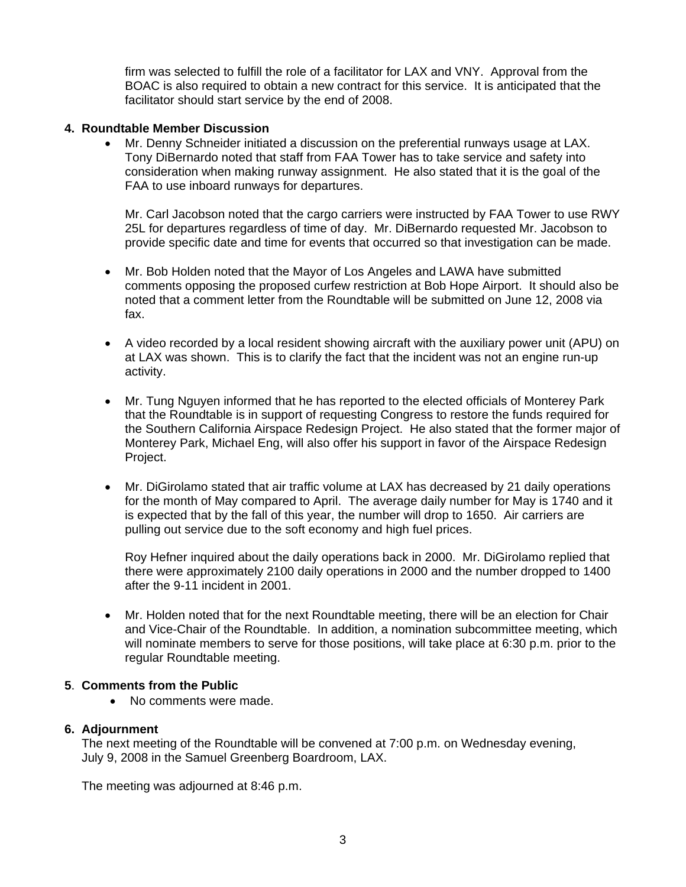firm was selected to fulfill the role of a facilitator for LAX and VNY. Approval from the BOAC is also required to obtain a new contract for this service. It is anticipated that the facilitator should start service by the end of 2008.

**4. Roundtable Member Discussion**

- Mr. Denny Schneider initiated a discussion on the preferential runways usage at LAX. Tony DiBernardo noted that staff from FAA Tower has to take service and safety into consideration when making runway assignment. He also stated that it is the goal of the FAA to use inboard runways for departures.

  Mr. Carl Jacobson noted that the cargo carriers were instructed by FAA Tower to use RWY 25L for departures regardless of time of day. Mr. DiBernardo requested Mr. Jacobson to provide specific date and time for events that occurred so that investigation can be made.

- Mr. Bob Holden noted that the Mayor of Los Angeles and LAWA have submitted comments opposing the proposed curfew restriction at Bob Hope Airport. It should also be noted that a comment letter from the Roundtable will be submitted on June 12, 2008 via fax.

- A video recorded by a local resident showing aircraft with the auxiliary power unit (APU) on at LAX was shown. This is to clarify the fact that the incident was not an engine run-up activity.

- Mr. Tung Nguyen informed that he has reported to the elected officials of Monterey Park that the Roundtable is in support of requesting Congress to restore the funds required for the Southern California Airspace Redesign Project. He also stated that the former major of Monterey Park, Michael Eng, will also offer his support in favor of the Airspace Redesign Project.

- Mr. DiGirolamo stated that air traffic volume at LAX has decreased by 21 daily operations for the month of May compared to April. The average daily number for May is 1740 and it is expected that by the fall of this year, the number will drop to 1650. Air carriers are pulling out service due to the soft economy and high fuel prices.

  Roy Hefner inquired about the daily operations back in 2000. Mr. DiGirolamo replied that there were approximately 2100 daily operations in 2000 and the number dropped to 1400 after the 9-11 incident in 2001.

- Mr. Holden noted that for the next Roundtable meeting, there will be an election for Chair and Vice-Chair of the Roundtable. In addition, a nomination subcommittee meeting, which will nominate members to serve for those positions, will take place at 6:30 p.m. prior to the regular Roundtable meeting.

**5. Comments from the Public**

- No comments were made.

**6. Adjournment**

The next meeting of the Roundtable will be convened at 7:00 p.m. on Wednesday evening, July 9, 2008 in the Samuel Greenberg Boardroom, LAX.

The meeting was adjourned at 8:46 p.m.